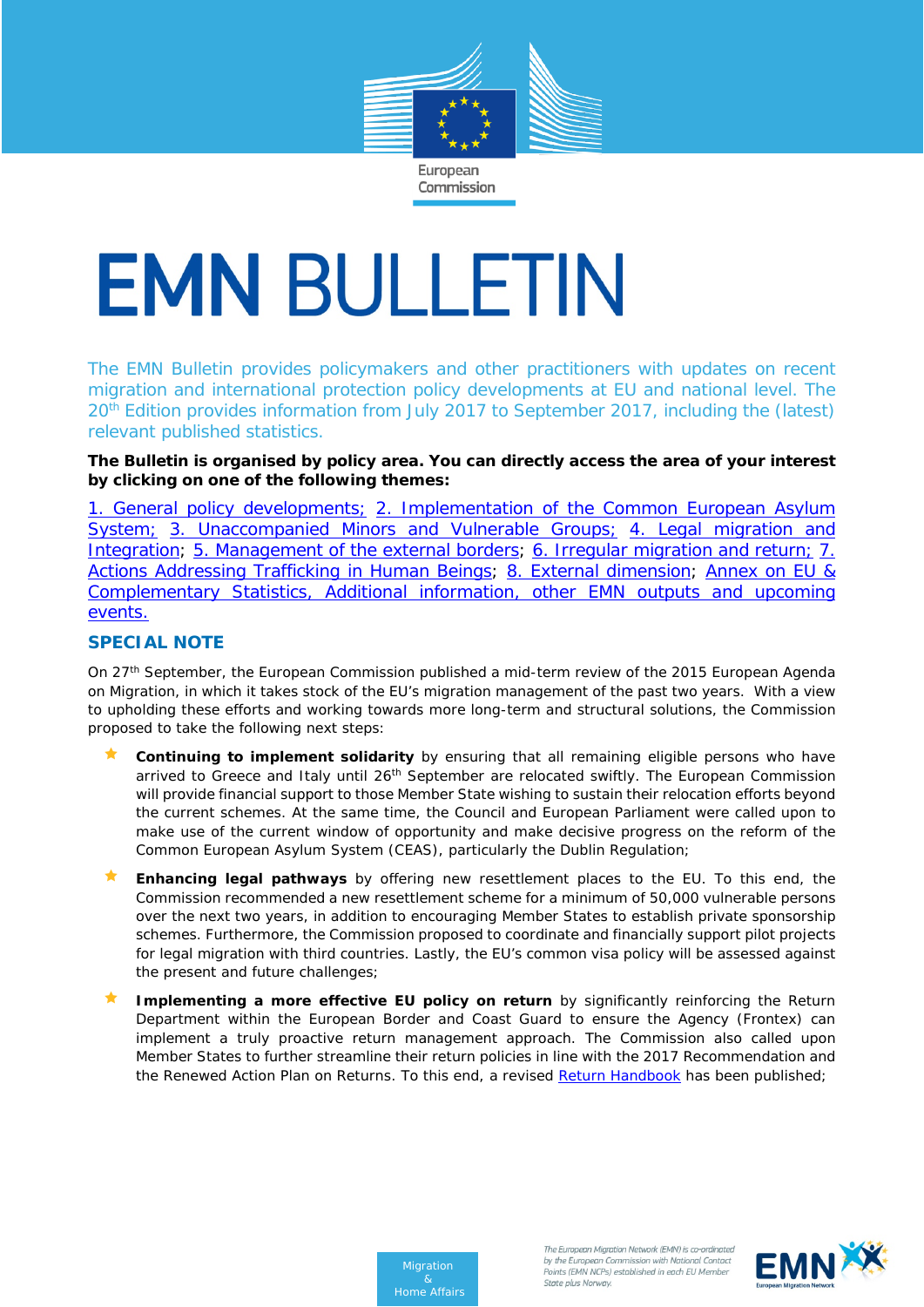European Commission

# EMN BULLETIN

The EMN Bulletin provides policymakers and other practitioners with updates on recent migration and international protection policy developments at EU and national level. The 20th Edition provides information from July 2017 to September 2017, including the (latest) relevant published statistics.

**The Bulletin is organised by policy area. You can directly access the area of your interest by clicking on one of the following themes:**

1. General policy developments; 2. Implementation of the Common European Asylum System; 3. Unaccompanied Minors and Vulnerable Groups; 4. Legal migration and Integration; 5. Management of the external borders; 6. Irregular migration and return; 7. Actions Addressing Trafficking in Human Beings; 8. External dimension; Annex on EU & Complementary Statistics, Additional information, other EMN outputs and upcoming events.

## SPECIAL NOTE

On 27th September, the European Commission published a mid-term review of the 2015 European Agenda on Migration, in which it takes stock of the EU's migration management of the past two years. With a view to upholding these efforts and working towards more long-term and structural solutions, the Commission proposed to take the following next steps:

- **Continuing to implement solidarity** by ensuring that all remaining eligible persons who have arrived to Greece and Italy until 26th September are relocated swiftly. The European Commission will provide financial support to those Member State wishing to sustain their relocation efforts beyond the current schemes. At the same time, the Council and European Parliament were called upon to make use of the current window of opportunity and make decisive progress on the reform of the Common European Asylum System (CEAS), particularly the Dublin Regulation;
- **Enhancing legal pathways** by offering new resettlement places to the EU. To this end, the Commission recommended a new resettlement scheme for a minimum of 50,000 vulnerable persons over the next two years, in addition to encouraging Member States to establish private sponsorship schemes. Furthermore, the Commission proposed to coordinate and financially support pilot projects for legal migration with third countries. Lastly, the EU's common visa policy will be assessed against the present and future challenges;
- **Implementing a more effective EU policy on return** by significantly reinforcing the Return Department within the European Border and Coast Guard to ensure the Agency (Frontex) can implement a truly proactive return management approach. The Commission also called upon Member States to further streamline their return policies in line with the 2017 Recommendation and the Renewed Action Plan on Returns. To this end, a revised Return Handbook has been published;

Migration & Home Affairs

*The European Migration Network (EMN) is co-ordinated by the European Commission with National Contact Points (EMN NCPs) established in each EU Member State plus Norway.*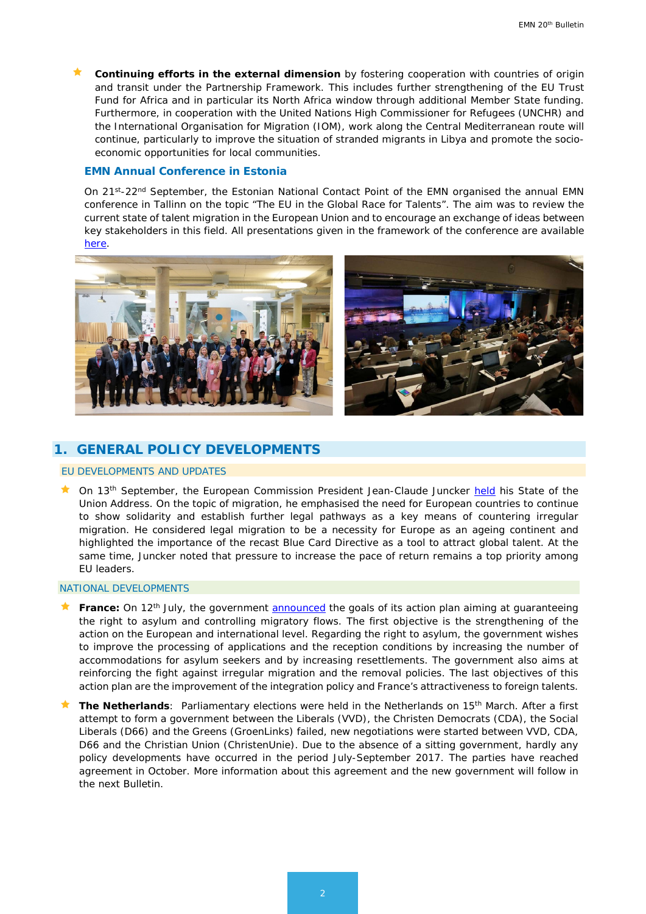- **Continuing efforts in the external dimension** by fostering cooperation with countries of origin and transit under the Partnership Framework. This includes further strengthening of the EU Trust Fund for Africa and in particular its North Africa window through additional Member State funding. Furthermore, in cooperation with the United Nations High Commissioner for Refugees (UNCHR) and the International Organisation for Migration (IOM), work along the Central Mediterranean route will continue, particularly to improve the situation of stranded migrants in Libya and promote the socio-economic opportunities for local communities.

### EMN Annual Conference in Estonia

On 21st-22nd September, the Estonian National Contact Point of the EMN organised the annual EMN conference in Tallinn on the topic "The EU in the Global Race for Talents". The aim was to review the current state of talent migration in the European Union and to encourage an exchange of ideas between key stakeholders in this field. All presentations given in the framework of the conference are available here.

## 1. GENERAL POLICY DEVELOPMENTS

### EU DEVELOPMENTS AND UPDATES

- On 13th September, the European Commission President Jean-Claude Juncker held his State of the Union Address. On the topic of migration, he emphasised the need for European countries to continue to show solidarity and establish further legal pathways as a key means of countering irregular migration. He considered legal migration to be a necessity for Europe as an ageing continent and highlighted the importance of the recast Blue Card Directive as a tool to attract global talent. At the same time, Juncker noted that pressure to increase the pace of return remains a top priority among EU leaders.

### NATIONAL DEVELOPMENTS

- **France:** On 12th July, the government announced the goals of its action plan aiming at guaranteeing the right to asylum and controlling migratory flows. The first objective is the strengthening of the action on the European and international level. Regarding the right to asylum, the government wishes to improve the processing of applications and the reception conditions by increasing the number of accommodations for asylum seekers and by increasing resettlements. The government also aims at reinforcing the fight against irregular migration and the removal policies. The last objectives of this action plan are the improvement of the integration policy and France's attractiveness to foreign talents.

- **The Netherlands**: Parliamentary elections were held in the Netherlands on 15th March. After a first attempt to form a government between the Liberals (VVD), the Christen Democrats (CDA), the Social Liberals (D66) and the Greens (GroenLinks) failed, new negotiations were started between VVD, CDA, D66 and the Christian Union (ChristenUnie). Due to the absence of a sitting government, hardly any policy developments have occurred in the period July-September 2017. The parties have reached agreement in October. More information about this agreement and the new government will follow in the next Bulletin.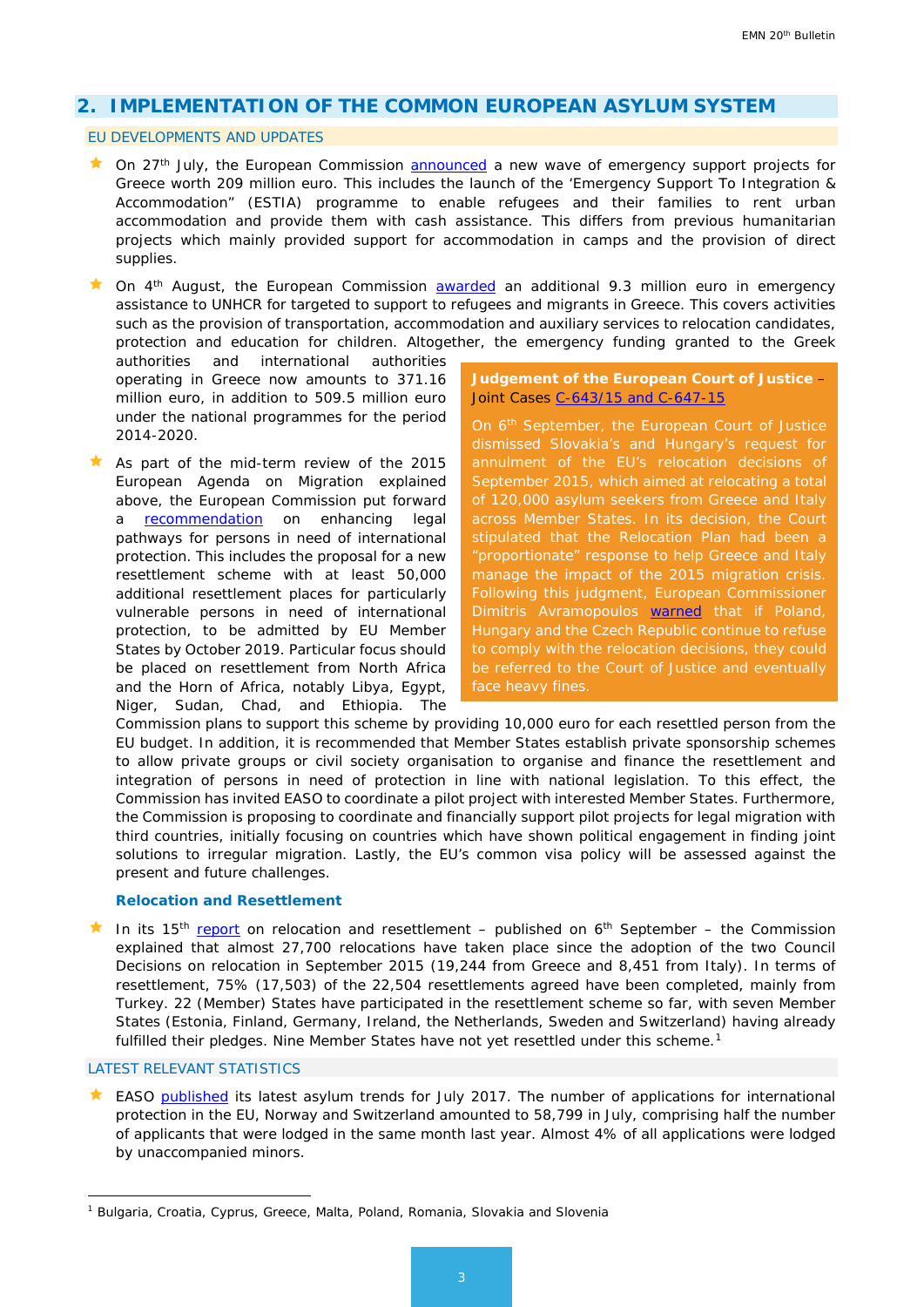## 2. IMPLEMENTATION OF THE COMMON EUROPEAN ASYLUM SYSTEM

### EU DEVELOPMENTS AND UPDATES

- On 27th July, the European Commission announced a new wave of emergency support projects for Greece worth 209 million euro. This includes the launch of the 'Emergency Support To Integration & Accommodation" (ESTIA) programme to enable refugees and their families to rent urban accommodation and provide them with cash assistance. This differs from previous humanitarian projects which mainly provided support for accommodation in camps and the provision of direct supplies.

- On 4th August, the European Commission awarded an additional 9.3 million euro in emergency assistance to UNHCR for targeted to support to refugees and migrants in Greece. This covers activities such as the provision of transportation, accommodation and auxiliary services to relocation candidates, protection and education for children. Altogether, the emergency funding granted to the Greek authorities and international authorities operating in Greece now amounts to 371.16 million euro, in addition to 509.5 million euro under the national programmes for the period 2014-2020.

- As part of the mid-term review of the 2015 European Agenda on Migration explained above, the European Commission put forward a recommendation on enhancing legal pathways for persons in need of international protection. This includes the proposal for a new resettlement scheme with at least 50,000 additional resettlement places for particularly vulnerable persons in need of international protection, to be admitted by EU Member States by October 2019. Particular focus should be placed on resettlement from North Africa and the Horn of Africa, notably Libya, Egypt, Niger, Sudan, Chad, and Ethiopia. The Commission plans to support this scheme by providing 10,000 euro for each resettled person from the EU budget. In addition, it is recommended that Member States establish private sponsorship schemes to allow private groups or civil society organisation to organise and finance the resettlement and integration of persons in need of protection in line with national legislation. To this effect, the Commission has invited EASO to coordinate a pilot project with interested Member States. Furthermore, the Commission is proposing to coordinate and financially support pilot projects for legal migration with third countries, initially focusing on countries which have shown political engagement in finding joint solutions to irregular migration. Lastly, the EU's common visa policy will be assessed against the present and future challenges.

> **Judgement of the European Court of Justice** – Joint Cases C-643/15 and C-647-15
>
> On 6th September, the European Court of Justice dismissed Slovakia's and Hungary's request for annulment of the EU's relocation decisions of September 2015, which aimed at relocating a total of 120,000 asylum seekers from Greece and Italy across Member States. In its decision, the Court stipulated that the Relocation Plan had been a "proportionate" response to help Greece and Italy manage the impact of the 2015 migration crisis. Following this judgment, European Commissioner Dimitris Avramopoulos warned that if Poland, Hungary and the Czech Republic continue to refuse to comply with the relocation decisions, they could be referred to the Court of Justice and eventually face heavy fines.

#### Relocation and Resettlement

- In its 15th report on relocation and resettlement – published on 6th September – the Commission explained that almost 27,700 relocations have taken place since the adoption of the two Council Decisions on relocation in September 2015 (19,244 from Greece and 8,451 from Italy). In terms of resettlement, 75% (17,503) of the 22,504 resettlements agreed have been completed, mainly from Turkey. 22 (Member) States have participated in the resettlement scheme so far, with seven Member States (Estonia, Finland, Germany, Ireland, the Netherlands, Sweden and Switzerland) having already fulfilled their pledges. Nine Member States have not yet resettled under this scheme.[1]

### LATEST RELEVANT STATISTICS

- EASO published its latest asylum trends for July 2017. The number of applications for international protection in the EU, Norway and Switzerland amounted to 58,799 in July, comprising half the number of applicants that were lodged in the same month last year. Almost 4% of all applications were lodged by unaccompanied minors.

---

[1] Bulgaria, Croatia, Cyprus, Greece, Malta, Poland, Romania, Slovakia and Slovenia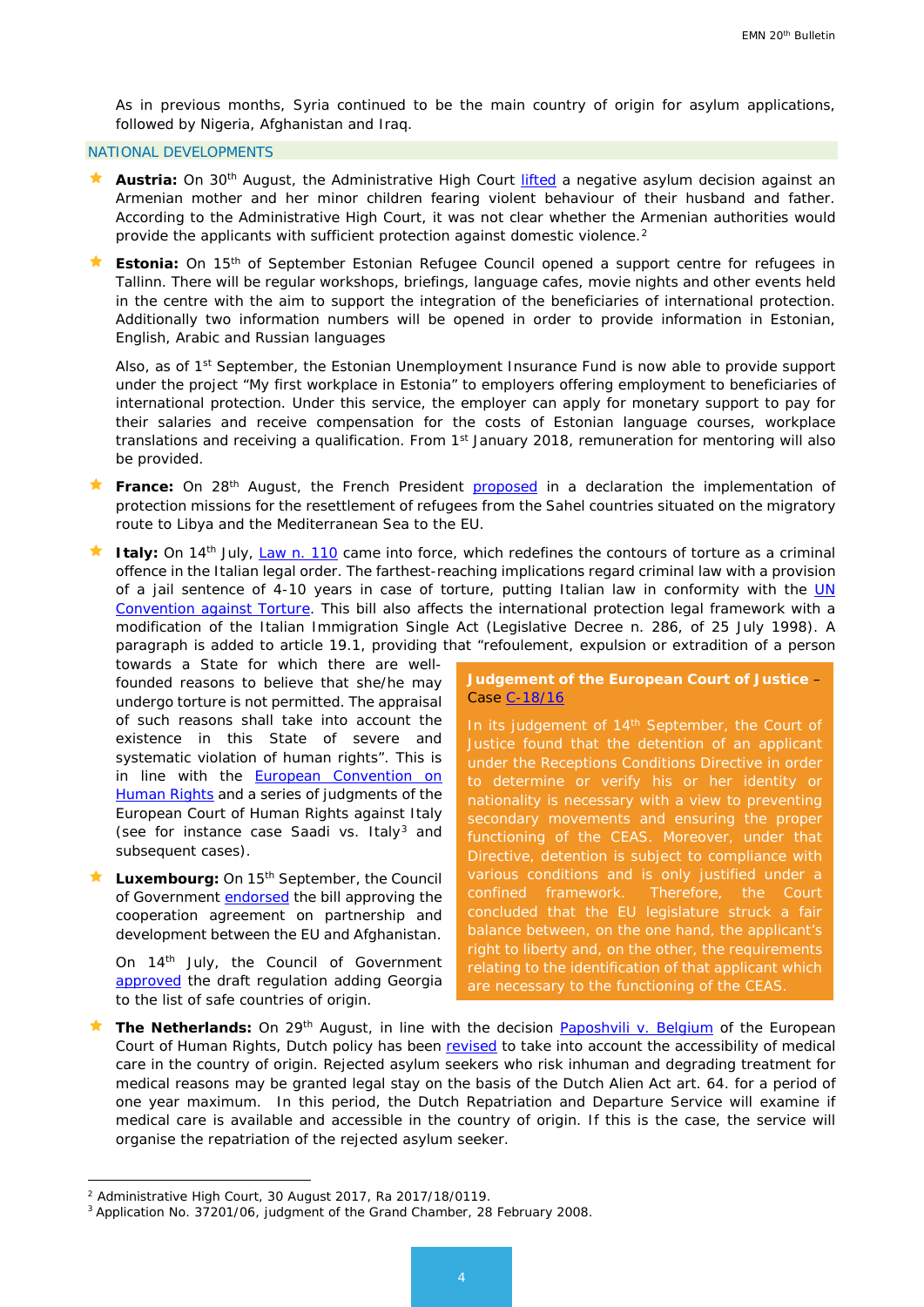As in previous months, Syria continued to be the main country of origin for asylum applications, followed by Nigeria, Afghanistan and Iraq.

## NATIONAL DEVELOPMENTS

- **Austria:** On 30th August, the Administrative High Court lifted a negative asylum decision against an Armenian mother and her minor children fearing violent behaviour of their husband and father. According to the Administrative High Court, it was not clear whether the Armenian authorities would provide the applicants with sufficient protection against domestic violence.[2]

- **Estonia:** On 15th of September Estonian Refugee Council opened a support centre for refugees in Tallinn. There will be regular workshops, briefings, language cafes, movie nights and other events held in the centre with the aim to support the integration of the beneficiaries of international protection. Additionally two information numbers will be opened in order to provide information in Estonian, English, Arabic and Russian languages

  Also, as of 1st September, the Estonian Unemployment Insurance Fund is now able to provide support under the project "My first workplace in Estonia" to employers offering employment to beneficiaries of international protection. Under this service, the employer can apply for monetary support to pay for their salaries and receive compensation for the costs of Estonian language courses, workplace translations and receiving a qualification. From 1st January 2018, remuneration for mentoring will also be provided.

- **France:** On 28th August, the French President proposed in a declaration the implementation of protection missions for the resettlement of refugees from the Sahel countries situated on the migratory route to Libya and the Mediterranean Sea to the EU.

- **Italy:** On 14th July, Law n. 110 came into force, which redefines the contours of torture as a criminal offence in the Italian legal order. The farthest-reaching implications regard criminal law with a provision of a jail sentence of 4-10 years in case of torture, putting Italian law in conformity with the UN Convention against Torture. This bill also affects the international protection legal framework with a modification of the Italian Immigration Single Act (Legislative Decree n. 286, of 25 July 1998). A paragraph is added to article 19.1, providing that "refoulement, expulsion or extradition of a person towards a State for which there are well-founded reasons to believe that she/he may undergo torture is not permitted. The appraisal of such reasons shall take into account the existence in this State of severe and systematic violation of human rights". This is in line with the European Convention on Human Rights and a series of judgments of the European Court of Human Rights against Italy (see for instance case Saadi vs. Italy[3] and subsequent cases).

- **Luxembourg:** On 15th September, the Council of Government endorsed the bill approving the cooperation agreement on partnership and development between the EU and Afghanistan.

  On 14th July, the Council of Government approved the draft regulation adding Georgia to the list of safe countries of origin.

- **The Netherlands:** On 29th August, in line with the decision Paposhvili v. Belgium of the European Court of Human Rights, Dutch policy has been revised to take into account the accessibility of medical care in the country of origin. Rejected asylum seekers who risk inhuman and degrading treatment for medical reasons may be granted legal stay on the basis of the Dutch Alien Act art. 64. for a period of one year maximum. In this period, the Dutch Repatriation and Departure Service will examine if medical care is available and accessible in the country of origin. If this is the case, the service will organise the repatriation of the rejected asylum seeker.

> **Judgement of the European Court of Justice** – Case C-18/16
>
> In its judgement of 14th September, the Court of Justice found that the detention of an applicant under the Receptions Conditions Directive in order to determine or verify his or her identity or nationality is necessary with a view to preventing secondary movements and ensuring the proper functioning of the CEAS. Moreover, under that Directive, detention is subject to compliance with various conditions and is only justified under a confined framework. Therefore, the Court concluded that the EU legislature struck a fair balance between, on the one hand, the applicant's right to liberty and, on the other, the requirements relating to the identification of that applicant which are necessary to the functioning of the CEAS.

---

[2] Administrative High Court, 30 August 2017, Ra 2017/18/0119.

[3] Application No. 37201/06, judgment of the Grand Chamber, 28 February 2008.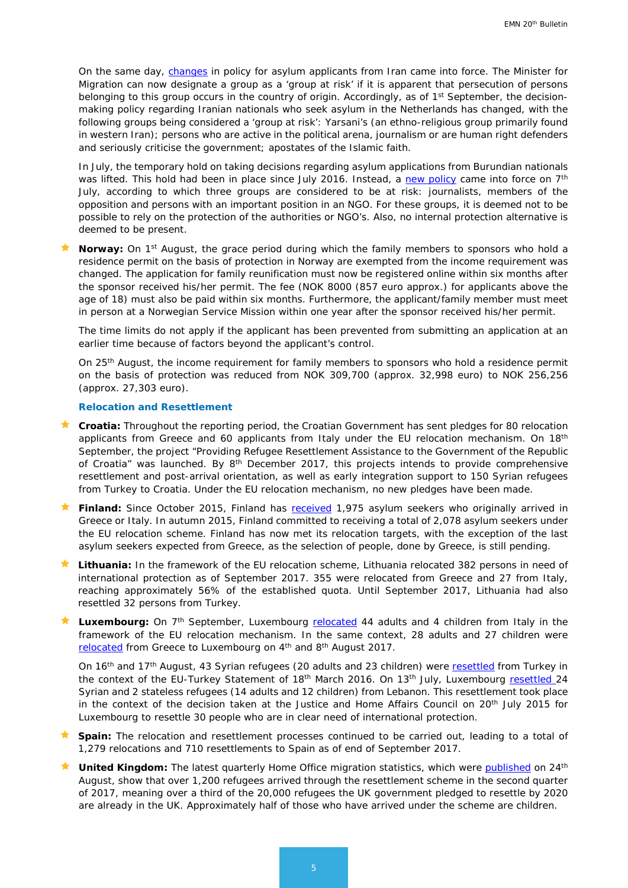On the same day, changes in policy for asylum applicants from Iran came into force. The Minister for Migration can now designate a group as a 'group at risk' if it is apparent that persecution of persons belonging to this group occurs in the country of origin. Accordingly, as of 1st September, the decision-making policy regarding Iranian nationals who seek asylum in the Netherlands has changed, with the following groups being considered a 'group at risk': Yarsani's (an ethno-religious group primarily found in western Iran); persons who are active in the political arena, journalism or are human right defenders and seriously criticise the government; apostates of the Islamic faith.

In July, the temporary hold on taking decisions regarding asylum applications from Burundian nationals was lifted. This hold had been in place since July 2016. Instead, a new policy came into force on 7th July, according to which three groups are considered to be at risk: journalists, members of the opposition and persons with an important position in an NGO. For these groups, it is deemed not to be possible to rely on the protection of the authorities or NGO's. Also, no internal protection alternative is deemed to be present.

- **Norway:** On 1st August, the grace period during which the family members to sponsors who hold a residence permit on the basis of protection in Norway are exempted from the income requirement was changed. The application for family reunification must now be registered online within six months after the sponsor received his/her permit. The fee (NOK 8000 (857 euro approx.) for applicants above the age of 18) must also be paid within six months. Furthermore, the applicant/family member must meet in person at a Norwegian Service Mission within one year after the sponsor received his/her permit.

  The time limits do not apply if the applicant has been prevented from submitting an application at an earlier time because of factors beyond the applicant's control.

  On 25th August, the income requirement for family members to sponsors who hold a residence permit on the basis of protection was reduced from NOK 309,700 (approx. 32,998 euro) to NOK 256,256 (approx. 27,303 euro).

### Relocation and Resettlement

- **Croatia:** Throughout the reporting period, the Croatian Government has sent pledges for 80 relocation applicants from Greece and 60 applicants from Italy under the EU relocation mechanism. On 18th September, the project "Providing Refugee Resettlement Assistance to the Government of the Republic of Croatia" was launched. By 8th December 2017, this projects intends to provide comprehensive resettlement and post-arrival orientation, as well as early integration support to 150 Syrian refugees from Turkey to Croatia. Under the EU relocation mechanism, no new pledges have been made.

- **Finland:** Since October 2015, Finland has received 1,975 asylum seekers who originally arrived in Greece or Italy. In autumn 2015, Finland committed to receiving a total of 2,078 asylum seekers under the EU relocation scheme. Finland has now met its relocation targets, with the exception of the last asylum seekers expected from Greece, as the selection of people, done by Greece, is still pending.

- **Lithuania:** In the framework of the EU relocation scheme, Lithuania relocated 382 persons in need of international protection as of September 2017. 355 were relocated from Greece and 27 from Italy, reaching approximately 56% of the established quota. Until September 2017, Lithuania had also resettled 32 persons from Turkey.

- **Luxembourg:** On 7th September, Luxembourg relocated 44 adults and 4 children from Italy in the framework of the EU relocation mechanism. In the same context, 28 adults and 27 children were relocated from Greece to Luxembourg on 4th and 8th August 2017.

  On 16th and 17th August, 43 Syrian refugees (20 adults and 23 children) were resettled from Turkey in the context of the EU-Turkey Statement of 18th March 2016. On 13th July, Luxembourg resettled 24 Syrian and 2 stateless refugees (14 adults and 12 children) from Lebanon. This resettlement took place in the context of the decision taken at the Justice and Home Affairs Council on 20th July 2015 for Luxembourg to resettle 30 people who are in clear need of international protection.

- **Spain:** The relocation and resettlement processes continued to be carried out, leading to a total of 1,279 relocations and 710 resettlements to Spain as of end of September 2017.

- **United Kingdom:** The latest quarterly Home Office migration statistics, which were published on 24th August, show that over 1,200 refugees arrived through the resettlement scheme in the second quarter of 2017, meaning over a third of the 20,000 refugees the UK government pledged to resettle by 2020 are already in the UK. Approximately half of those who have arrived under the scheme are children.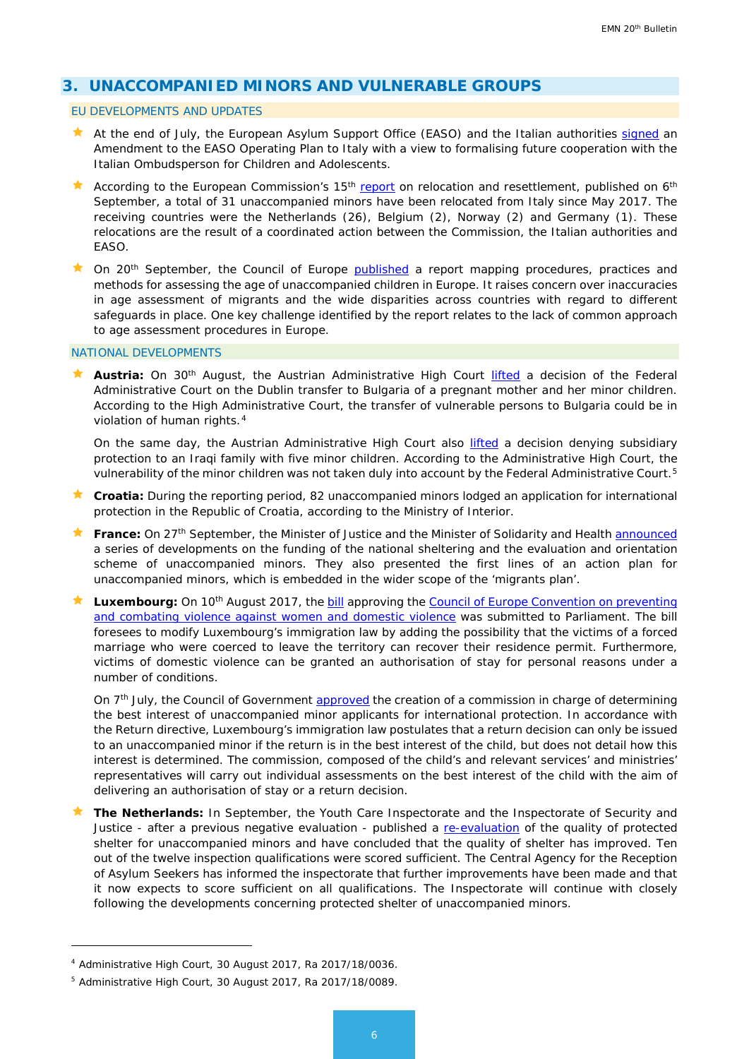## 3. UNACCOMPANIED MINORS AND VULNERABLE GROUPS

### EU DEVELOPMENTS AND UPDATES

- At the end of July, the European Asylum Support Office (EASO) and the Italian authorities signed an Amendment to the EASO Operating Plan to Italy with a view to formalising future cooperation with the Italian Ombudsperson for Children and Adolescents.
- According to the European Commission's 15th report on relocation and resettlement, published on 6th September, a total of 31 unaccompanied minors have been relocated from Italy since May 2017. The receiving countries were the Netherlands (26), Belgium (2), Norway (2) and Germany (1). These relocations are the result of a coordinated action between the Commission, the Italian authorities and EASO.
- On 20th September, the Council of Europe published a report mapping procedures, practices and methods for assessing the age of unaccompanied children in Europe. It raises concern over inaccuracies in age assessment of migrants and the wide disparities across countries with regard to different safeguards in place. One key challenge identified by the report relates to the lack of common approach to age assessment procedures in Europe.

### NATIONAL DEVELOPMENTS

- **Austria:** On 30th August, the Austrian Administrative High Court lifted a decision of the Federal Administrative Court on the Dublin transfer to Bulgaria of a pregnant mother and her minor children. According to the High Administrative Court, the transfer of vulnerable persons to Bulgaria could be in violation of human rights.[4]

  On the same day, the Austrian Administrative High Court also lifted a decision denying subsidiary protection to an Iraqi family with five minor children. According to the Administrative High Court, the vulnerability of the minor children was not taken duly into account by the Federal Administrative Court.[5]

- **Croatia:** During the reporting period, 82 unaccompanied minors lodged an application for international protection in the Republic of Croatia, according to the Ministry of Interior.
- **France:** On 27th September, the Minister of Justice and the Minister of Solidarity and Health announced a series of developments on the funding of the national sheltering and the evaluation and orientation scheme of unaccompanied minors. They also presented the first lines of an action plan for unaccompanied minors, which is embedded in the wider scope of the 'migrants plan'.
- **Luxembourg:** On 10th August 2017, the bill approving the Council of Europe Convention on preventing and combating violence against women and domestic violence was submitted to Parliament. The bill foresees to modify Luxembourg's immigration law by adding the possibility that the victims of a forced marriage who were coerced to leave the territory can recover their residence permit. Furthermore, victims of domestic violence can be granted an authorisation of stay for personal reasons under a number of conditions.

  On 7th July, the Council of Government approved the creation of a commission in charge of determining the best interest of unaccompanied minor applicants for international protection. In accordance with the Return directive, Luxembourg's immigration law postulates that a return decision can only be issued to an unaccompanied minor if the return is in the best interest of the child, but does not detail how this interest is determined. The commission, composed of the child's and relevant services' and ministries' representatives will carry out individual assessments on the best interest of the child with the aim of delivering an authorisation of stay or a return decision.

- **The Netherlands:** In September, the Youth Care Inspectorate and the Inspectorate of Security and Justice - after a previous negative evaluation - published a re-evaluation of the quality of protected shelter for unaccompanied minors and have concluded that the quality of shelter has improved. Ten out of the twelve inspection qualifications were scored sufficient. The Central Agency for the Reception of Asylum Seekers has informed the inspectorate that further improvements have been made and that it now expects to score sufficient on all qualifications. The Inspectorate will continue with closely following the developments concerning protected shelter of unaccompanied minors.

---

[4] Administrative High Court, 30 August 2017, Ra 2017/18/0036.

[5] Administrative High Court, 30 August 2017, Ra 2017/18/0089.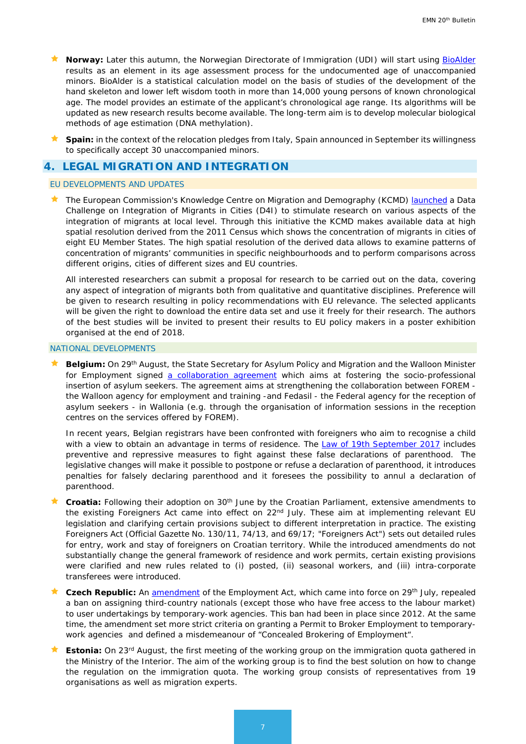- **Norway:** Later this autumn, the Norwegian Directorate of Immigration (UDI) will start using BioAlder results as an element in its age assessment process for the undocumented age of unaccompanied minors. BioAlder is a statistical calculation model on the basis of studies of the development of the hand skeleton and lower left wisdom tooth in more than 14,000 young persons of known chronological age. The model provides an estimate of the applicant's chronological age range. Its algorithms will be updated as new research results become available. The long-term aim is to develop molecular biological methods of age estimation (DNA methylation).

- **Spain:** in the context of the relocation pledges from Italy, Spain announced in September its willingness to specifically accept 30 unaccompanied minors.

## 4. LEGAL MIGRATION AND INTEGRATION

### EU DEVELOPMENTS AND UPDATES

- The European Commission's Knowledge Centre on Migration and Demography (KCMD) launched a Data Challenge on Integration of Migrants in Cities (D4I) to stimulate research on various aspects of the integration of migrants at local level. Through this initiative the KCMD makes available data at high spatial resolution derived from the 2011 Census which shows the concentration of migrants in cities of eight EU Member States. The high spatial resolution of the derived data allows to examine patterns of concentration of migrants' communities in specific neighbourhoods and to perform comparisons across different origins, cities of different sizes and EU countries.

  All interested researchers can submit a proposal for research to be carried out on the data, covering any aspect of integration of migrants both from qualitative and quantitative disciplines. Preference will be given to research resulting in policy recommendations with EU relevance. The selected applicants will be given the right to download the entire data set and use it freely for their research. The authors of the best studies will be invited to present their results to EU policy makers in a poster exhibition organised at the end of 2018.

### NATIONAL DEVELOPMENTS

- **Belgium:** On 29th August, the State Secretary for Asylum Policy and Migration and the Walloon Minister for Employment signed a collaboration agreement which aims at fostering the socio-professional insertion of asylum seekers. The agreement aims at strengthening the collaboration between FOREM - the Walloon agency for employment and training -and Fedasil - the Federal agency for the reception of asylum seekers - in Wallonia (e.g. through the organisation of information sessions in the reception centres on the services offered by FOREM).

  In recent years, Belgian registrars have been confronted with foreigners who aim to recognise a child with a view to obtain an advantage in terms of residence. The Law of 19th September 2017 includes preventive and repressive measures to fight against these false declarations of parenthood. The legislative changes will make it possible to postpone or refuse a declaration of parenthood, it introduces penalties for falsely declaring parenthood and it foresees the possibility to annul a declaration of parenthood.

- **Croatia:** Following their adoption on 30th June by the Croatian Parliament, extensive amendments to the existing Foreigners Act came into effect on 22nd July. These aim at implementing relevant EU legislation and clarifying certain provisions subject to different interpretation in practice. The existing Foreigners Act (Official Gazette No. 130/11, 74/13, and 69/17; "Foreigners Act") sets out detailed rules for entry, work and stay of foreigners on Croatian territory. While the introduced amendments do not substantially change the general framework of residence and work permits, certain existing provisions were clarified and new rules related to (i) posted, (ii) seasonal workers, and (iii) intra-corporate transferees were introduced.

- **Czech Republic:** An amendment of the Employment Act, which came into force on 29th July, repealed a ban on assigning third-country nationals (except those who have free access to the labour market) to user undertakings by temporary-work agencies. This ban had been in place since 2012. At the same time, the amendment set more strict criteria on granting a Permit to Broker Employment to temporary-work agencies and defined a misdemeanour of "Concealed Brokering of Employment".

- **Estonia:** On 23rd August, the first meeting of the working group on the immigration quota gathered in the Ministry of the Interior. The aim of the working group is to find the best solution on how to change the regulation on the immigration quota. The working group consists of representatives from 19 organisations as well as migration experts.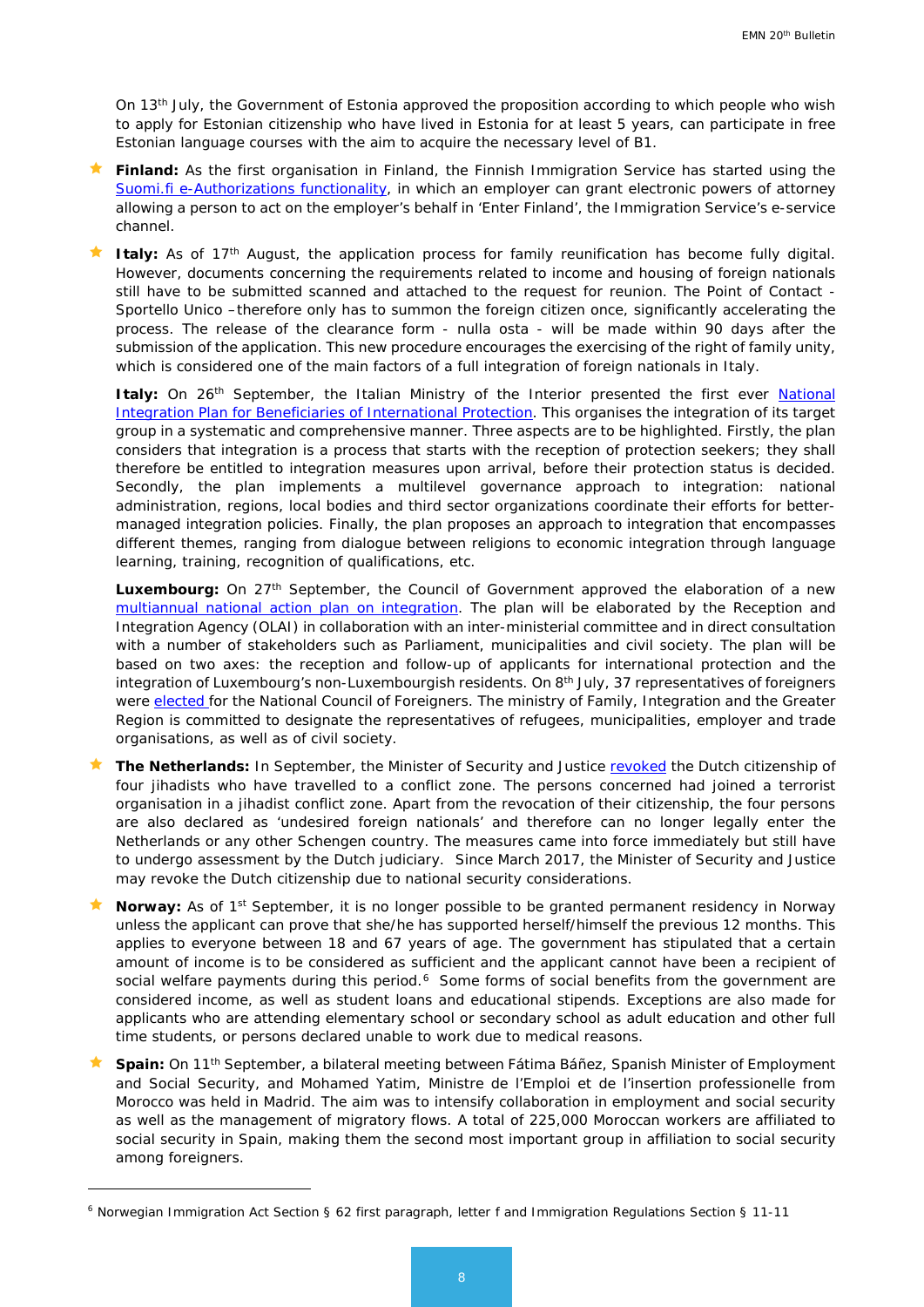On 13th July, the Government of Estonia approved the proposition according to which people who wish to apply for Estonian citizenship who have lived in Estonia for at least 5 years, can participate in free Estonian language courses with the aim to acquire the necessary level of B1.

- **Finland:** As the first organisation in Finland, the Finnish Immigration Service has started using the Suomi.fi e-Authorizations functionality, in which an employer can grant electronic powers of attorney allowing a person to act on the employer's behalf in 'Enter Finland', the Immigration Service's e-service channel.

- **Italy:** As of 17th August, the application process for family reunification has become fully digital. However, documents concerning the requirements related to income and housing of foreign nationals still have to be submitted scanned and attached to the request for reunion. The Point of Contact - Sportello Unico –therefore only has to summon the foreign citizen once, significantly accelerating the process. The release of the clearance form - nulla osta - will be made within 90 days after the submission of the application. This new procedure encourages the exercising of the right of family unity, which is considered one of the main factors of a full integration of foreign nationals in Italy.

  **Italy:** On 26th September, the Italian Ministry of the Interior presented the first ever National Integration Plan for Beneficiaries of International Protection. This organises the integration of its target group in a systematic and comprehensive manner. Three aspects are to be highlighted. Firstly, the plan considers that integration is a process that starts with the reception of protection seekers; they shall therefore be entitled to integration measures upon arrival, before their protection status is decided. Secondly, the plan implements a multilevel governance approach to integration: national administration, regions, local bodies and third sector organizations coordinate their efforts for better-managed integration policies. Finally, the plan proposes an approach to integration that encompasses different themes, ranging from dialogue between religions to economic integration through language learning, training, recognition of qualifications, etc.

  **Luxembourg:** On 27th September, the Council of Government approved the elaboration of a new multiannual national action plan on integration. The plan will be elaborated by the Reception and Integration Agency (OLAI) in collaboration with an inter-ministerial committee and in direct consultation with a number of stakeholders such as Parliament, municipalities and civil society. The plan will be based on two axes: the reception and follow-up of applicants for international protection and the integration of Luxembourg's non-Luxembourgish residents. On 8th July, 37 representatives of foreigners were elected for the National Council of Foreigners. The ministry of Family, Integration and the Greater Region is committed to designate the representatives of refugees, municipalities, employer and trade organisations, as well as of civil society.

- **The Netherlands:** In September, the Minister of Security and Justice revoked the Dutch citizenship of four jihadists who have travelled to a conflict zone. The persons concerned had joined a terrorist organisation in a jihadist conflict zone. Apart from the revocation of their citizenship, the four persons are also declared as 'undesired foreign nationals' and therefore can no longer legally enter the Netherlands or any other Schengen country. The measures came into force immediately but still have to undergo assessment by the Dutch judiciary. Since March 2017, the Minister of Security and Justice may revoke the Dutch citizenship due to national security considerations.

- **Norway:** As of 1st September, it is no longer possible to be granted permanent residency in Norway unless the applicant can prove that she/he has supported herself/himself the previous 12 months. This applies to everyone between 18 and 67 years of age. The government has stipulated that a certain amount of income is to be considered as sufficient and the applicant cannot have been a recipient of social welfare payments during this period.[6] Some forms of social benefits from the government are considered income, as well as student loans and educational stipends. Exceptions are also made for applicants who are attending elementary school or secondary school as adult education and other full time students, or persons declared unable to work due to medical reasons.

- **Spain:** On 11th September, a bilateral meeting between Fátima Báñez, Spanish Minister of Employment and Social Security, and Mohamed Yatim, Ministre de l'Emploi et de l'insertion professionelle from Morocco was held in Madrid. The aim was to intensify collaboration in employment and social security as well as the management of migratory flows. A total of 225,000 Moroccan workers are affiliated to social security in Spain, making them the second most important group in affiliation to social security among foreigners.

---

[6] Norwegian Immigration Act Section § 62 first paragraph, letter f and Immigration Regulations Section § 11-11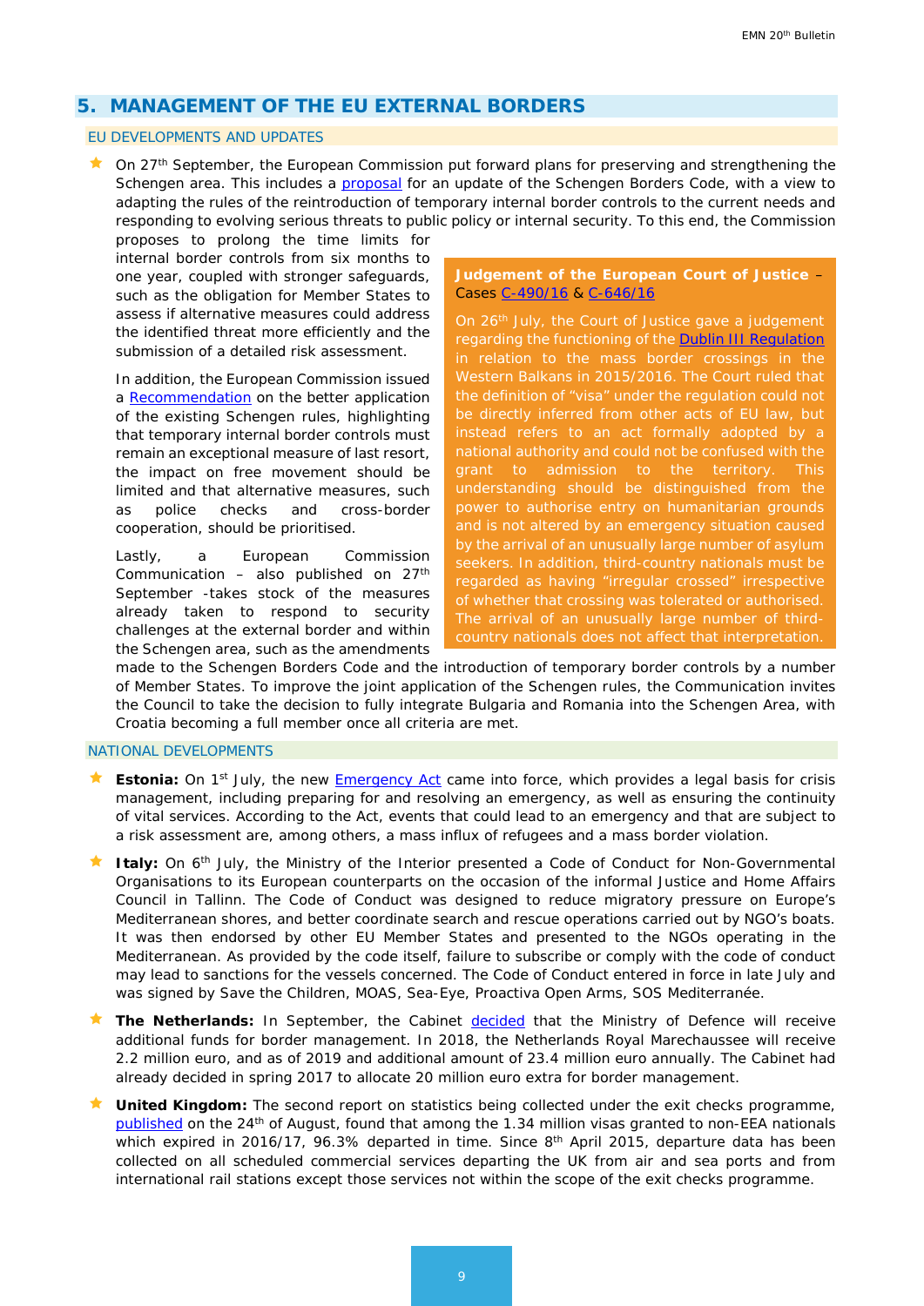## 5. MANAGEMENT OF THE EU EXTERNAL BORDERS

### EU DEVELOPMENTS AND UPDATES

- On 27th September, the European Commission put forward plans for preserving and strengthening the Schengen area. This includes a proposal for an update of the Schengen Borders Code, with a view to adapting the rules of the reintroduction of temporary internal border controls to the current needs and responding to evolving serious threats to public policy or internal security. To this end, the Commission proposes to prolong the time limits for internal border controls from six months to one year, coupled with stronger safeguards, such as the obligation for Member States to assess if alternative measures could address the identified threat more efficiently and the submission of a detailed risk assessment.

  In addition, the European Commission issued a Recommendation on the better application of the existing Schengen rules, highlighting that temporary internal border controls must remain an exceptional measure of last resort, the impact on free movement should be limited and that alternative measures, such as police checks and cross-border cooperation, should be prioritised.

  Lastly, a European Commission Communication – also published on 27th September -takes stock of the measures already taken to respond to security challenges at the external border and within the Schengen area, such as the amendments made to the Schengen Borders Code and the introduction of temporary border controls by a number of Member States. To improve the joint application of the Schengen rules, the Communication invites the Council to take the decision to fully integrate Bulgaria and Romania into the Schengen Area, with Croatia becoming a full member once all criteria are met.

> **Judgement of the European Court of Justice** – Cases C-490/16 & C-646/16
>
> On 26th July, the Court of Justice gave a judgement regarding the functioning of the Dublin III Regulation in relation to the mass border crossings in the Western Balkans in 2015/2016. The Court ruled that the definition of "visa" under the regulation could not be directly inferred from other acts of EU law, but instead refers to an act formally adopted by a national authority and could not be confused with the grant to admission to the territory. This understanding should be distinguished from the power to authorise entry on humanitarian grounds and is not altered by an emergency situation caused by the arrival of an unusually large number of asylum seekers. In addition, third-country nationals must be regarded as having "irregular crossed" irrespective of whether that crossing was tolerated or authorised. The arrival of an unusually large number of third-country nationals does not affect that interpretation.

### NATIONAL DEVELOPMENTS

- **Estonia:** On 1st July, the new Emergency Act came into force, which provides a legal basis for crisis management, including preparing for and resolving an emergency, as well as ensuring the continuity of vital services. According to the Act, events that could lead to an emergency and that are subject to a risk assessment are, among others, a mass influx of refugees and a mass border violation.

- **Italy:** On 6th July, the Ministry of the Interior presented a Code of Conduct for Non-Governmental Organisations to its European counterparts on the occasion of the informal Justice and Home Affairs Council in Tallinn. The Code of Conduct was designed to reduce migratory pressure on Europe's Mediterranean shores, and better coordinate search and rescue operations carried out by NGO's boats. It was then endorsed by other EU Member States and presented to the NGOs operating in the Mediterranean. As provided by the code itself, failure to subscribe or comply with the code of conduct may lead to sanctions for the vessels concerned. The Code of Conduct entered in force in late July and was signed by Save the Children, MOAS, Sea-Eye, Proactiva Open Arms, SOS Mediterranée.

- **The Netherlands:** In September, the Cabinet decided that the Ministry of Defence will receive additional funds for border management. In 2018, the Netherlands Royal Marechaussee will receive 2.2 million euro, and as of 2019 and additional amount of 23.4 million euro annually. The Cabinet had already decided in spring 2017 to allocate 20 million euro extra for border management.

- **United Kingdom:** The second report on statistics being collected under the exit checks programme, published on the 24th of August, found that among the 1.34 million visas granted to non-EEA nationals which expired in 2016/17, 96.3% departed in time. Since 8th April 2015, departure data has been collected on all scheduled commercial services departing the UK from air and sea ports and from international rail stations except those services not within the scope of the exit checks programme.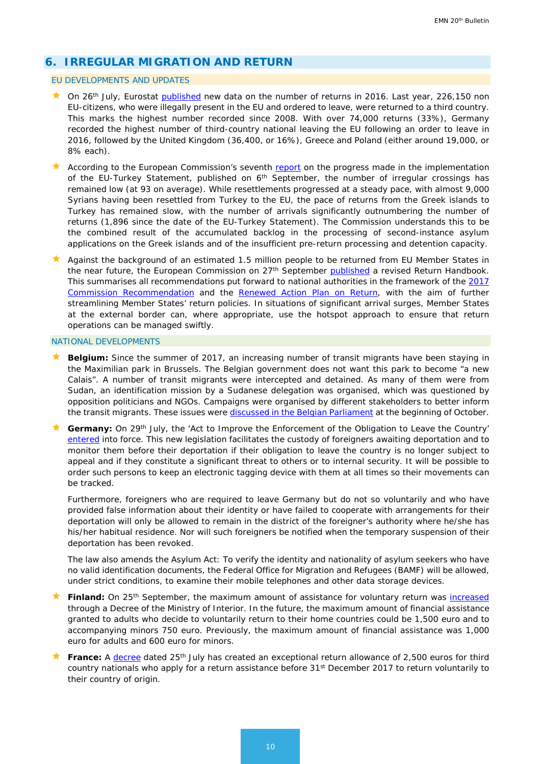## 6. IRREGULAR MIGRATION AND RETURN

### EU DEVELOPMENTS AND UPDATES

- On 26th July, Eurostat published new data on the number of returns in 2016. Last year, 226,150 non EU-citizens, who were illegally present in the EU and ordered to leave, were returned to a third country. This marks the highest number recorded since 2008. With over 74,000 returns (33%), Germany recorded the highest number of third-country national leaving the EU following an order to leave in 2016, followed by the United Kingdom (36,400, or 16%), Greece and Poland (either around 19,000, or 8% each).
- According to the European Commission's seventh report on the progress made in the implementation of the EU-Turkey Statement, published on 6th September, the number of irregular crossings has remained low (at 93 on average). While resettlements progressed at a steady pace, with almost 9,000 Syrians having been resettled from Turkey to the EU, the pace of returns from the Greek islands to Turkey has remained slow, with the number of arrivals significantly outnumbering the number of returns (1,896 since the date of the EU-Turkey Statement). The Commission understands this to be the combined result of the accumulated backlog in the processing of second-instance asylum applications on the Greek islands and of the insufficient pre-return processing and detention capacity.
- Against the background of an estimated 1.5 million people to be returned from EU Member States in the near future, the European Commission on 27th September published a revised Return Handbook. This summarises all recommendations put forward to national authorities in the framework of the 2017 Commission Recommendation and the Renewed Action Plan on Return, with the aim of further streamlining Member States' return policies. In situations of significant arrival surges, Member States at the external border can, where appropriate, use the hotspot approach to ensure that return operations can be managed swiftly.

### NATIONAL DEVELOPMENTS

- **Belgium:** Since the summer of 2017, an increasing number of transit migrants have been staying in the Maximilian park in Brussels. The Belgian government does not want this park to become "a new Calais". A number of transit migrants were intercepted and detained. As many of them were from Sudan, an identification mission by a Sudanese delegation was organised, which was questioned by opposition politicians and NGOs. Campaigns were organised by different stakeholders to better inform the transit migrants. These issues were discussed in the Belgian Parliament at the beginning of October.
- **Germany:** On 29th July, the 'Act to Improve the Enforcement of the Obligation to Leave the Country' entered into force. This new legislation facilitates the custody of foreigners awaiting deportation and to monitor them before their deportation if their obligation to leave the country is no longer subject to appeal and if they constitute a significant threat to others or to internal security. It will be possible to order such persons to keep an electronic tagging device with them at all times so their movements can be tracked.

  Furthermore, foreigners who are required to leave Germany but do not so voluntarily and who have provided false information about their identity or have failed to cooperate with arrangements for their deportation will only be allowed to remain in the district of the foreigner's authority where he/she has his/her habitual residence. Nor will such foreigners be notified when the temporary suspension of their deportation has been revoked.

  The law also amends the Asylum Act: To verify the identity and nationality of asylum seekers who have no valid identification documents, the Federal Office for Migration and Refugees (BAMF) will be allowed, under strict conditions, to examine their mobile telephones and other data storage devices.
- **Finland:** On 25th September, the maximum amount of assistance for voluntary return was increased through a Decree of the Ministry of Interior. In the future, the maximum amount of financial assistance granted to adults who decide to voluntarily return to their home countries could be 1,500 euro and to accompanying minors 750 euro. Previously, the maximum amount of financial assistance was 1,000 euro for adults and 600 euro for minors.
- **France:** A decree dated 25th July has created an exceptional return allowance of 2,500 euros for third country nationals who apply for a return assistance before 31st December 2017 to return voluntarily to their country of origin.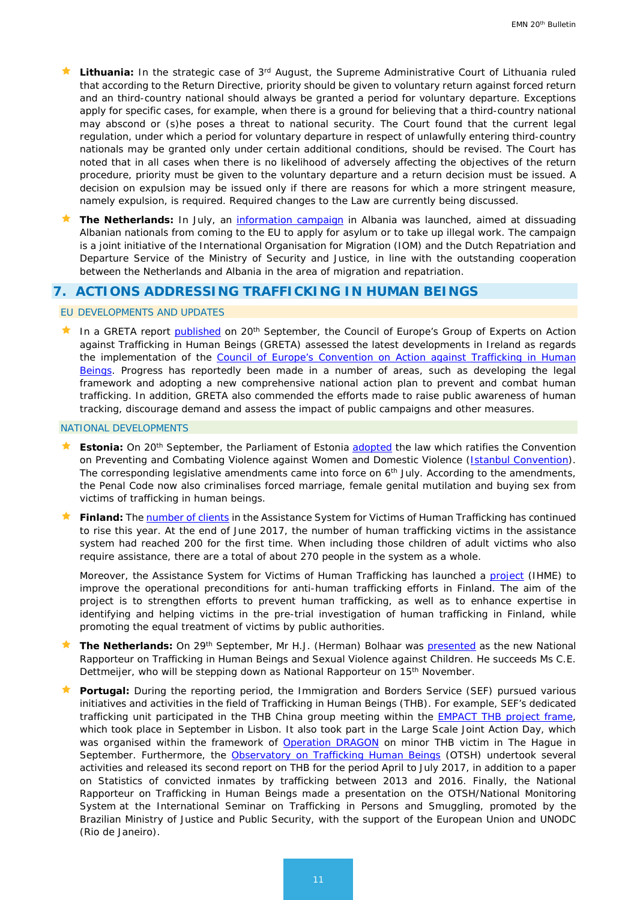- **Lithuania:** In the strategic case of 3rd August, the Supreme Administrative Court of Lithuania ruled that according to the Return Directive, priority should be given to voluntary return against forced return and an third-country national should always be granted a period for voluntary departure. Exceptions apply for specific cases, for example, when there is a ground for believing that a third-country national may abscond or (s)he poses a threat to national security. The Court found that the current legal regulation, under which a period for voluntary departure in respect of unlawfully entering third-country nationals may be granted only under certain additional conditions, should be revised. The Court has noted that in all cases when there is no likelihood of adversely affecting the objectives of the return procedure, priority must be given to the voluntary departure and a return decision must be issued. A decision on expulsion may be issued only if there are reasons for which a more stringent measure, namely expulsion, is required. Required changes to the Law are currently being discussed.
- **The Netherlands:** In July, an information campaign in Albania was launched, aimed at dissuading Albanian nationals from coming to the EU to apply for asylum or to take up illegal work. The campaign is a joint initiative of the International Organisation for Migration (IOM) and the Dutch Repatriation and Departure Service of the Ministry of Security and Justice, in line with the outstanding cooperation between the Netherlands and Albania in the area of migration and repatriation.

## 7. ACTIONS ADDRESSING TRAFFICKING IN HUMAN BEINGS

### EU DEVELOPMENTS AND UPDATES

- In a GRETA report published on 20th September, the Council of Europe's Group of Experts on Action against Trafficking in Human Beings (GRETA) assessed the latest developments in Ireland as regards the implementation of the Council of Europe's Convention on Action against Trafficking in Human Beings. Progress has reportedly been made in a number of areas, such as developing the legal framework and adopting a new comprehensive national action plan to prevent and combat human trafficking. In addition, GRETA also commended the efforts made to raise public awareness of human tracking, discourage demand and assess the impact of public campaigns and other measures.

### NATIONAL DEVELOPMENTS

- **Estonia:** On 20th September, the Parliament of Estonia adopted the law which ratifies the Convention on Preventing and Combating Violence against Women and Domestic Violence (Istanbul Convention). The corresponding legislative amendments came into force on 6th July. According to the amendments, the Penal Code now also criminalises forced marriage, female genital mutilation and buying sex from victims of trafficking in human beings.
- **Finland:** The number of clients in the Assistance System for Victims of Human Trafficking has continued to rise this year. At the end of June 2017, the number of human trafficking victims in the assistance system had reached 200 for the first time. When including those children of adult victims who also require assistance, there are a total of about 270 people in the system as a whole.

  Moreover, the Assistance System for Victims of Human Trafficking has launched a project (IHME) to improve the operational preconditions for anti-human trafficking efforts in Finland. The aim of the project is to strengthen efforts to prevent human trafficking, as well as to enhance expertise in identifying and helping victims in the pre-trial investigation of human trafficking in Finland, while promoting the equal treatment of victims by public authorities.
- **The Netherlands:** On 29th September, Mr H.J. (Herman) Bolhaar was presented as the new National Rapporteur on Trafficking in Human Beings and Sexual Violence against Children. He succeeds Ms C.E. Dettmeijer, who will be stepping down as National Rapporteur on 15th November.
- **Portugal:** During the reporting period, the Immigration and Borders Service (SEF) pursued various initiatives and activities in the field of Trafficking in Human Beings (THB). For example, SEF's dedicated trafficking unit participated in the THB China group meeting within the EMPACT THB project frame, which took place in September in Lisbon. It also took part in the Large Scale Joint Action Day, which was organised within the framework of Operation DRAGON on minor THB victim in The Hague in September. Furthermore, the Observatory on Trafficking Human Beings (OTSH) undertook several activities and released its second report on THB for the period April to July 2017, in addition to a paper on Statistics of convicted inmates by trafficking between 2013 and 2016. Finally, the National Rapporteur on Trafficking in Human Beings made a presentation on the OTSH/National Monitoring System at the International Seminar on Trafficking in Persons and Smuggling, promoted by the Brazilian Ministry of Justice and Public Security, with the support of the European Union and UNODC (Rio de Janeiro).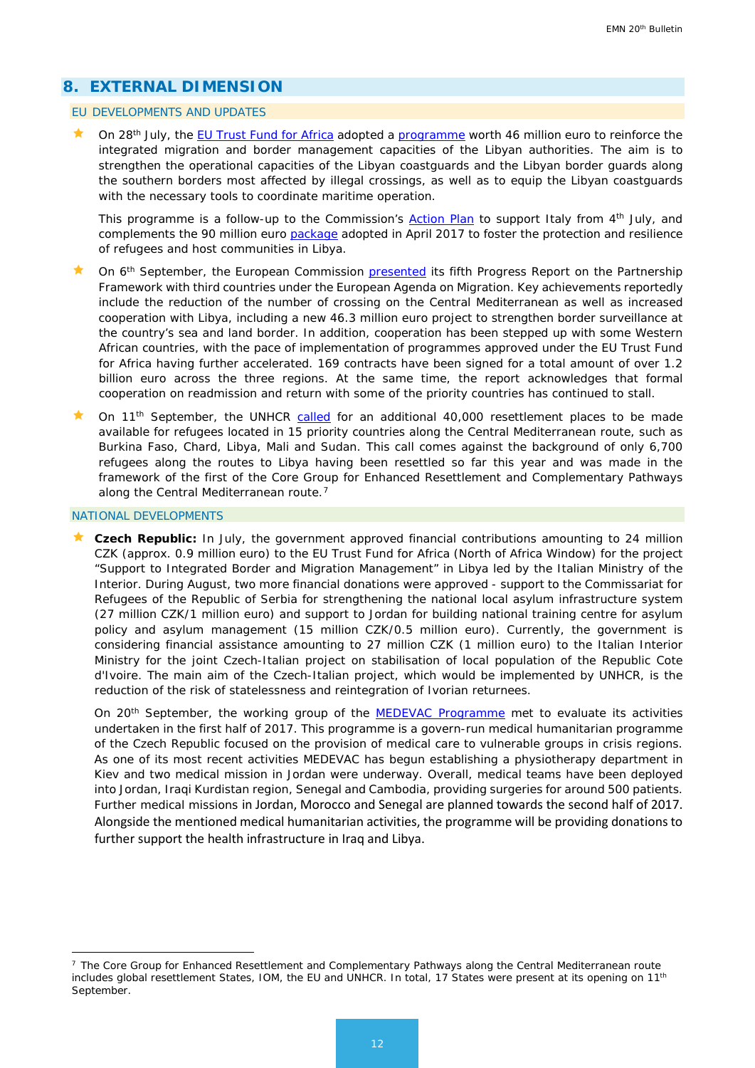## 8. EXTERNAL DIMENSION

### EU DEVELOPMENTS AND UPDATES

- On 28th July, the EU Trust Fund for Africa adopted a programme worth 46 million euro to reinforce the integrated migration and border management capacities of the Libyan authorities. The aim is to strengthen the operational capacities of the Libyan coastguards and the Libyan border guards along the southern borders most affected by illegal crossings, as well as to equip the Libyan coastguards with the necessary tools to coordinate maritime operation.

  This programme is a follow-up to the Commission's Action Plan to support Italy from 4th July, and complements the 90 million euro package adopted in April 2017 to foster the protection and resilience of refugees and host communities in Libya.

- On 6th September, the European Commission presented its fifth Progress Report on the Partnership Framework with third countries under the European Agenda on Migration. Key achievements reportedly include the reduction of the number of crossing on the Central Mediterranean as well as increased cooperation with Libya, including a new 46.3 million euro project to strengthen border surveillance at the country's sea and land border. In addition, cooperation has been stepped up with some Western African countries, with the pace of implementation of programmes approved under the EU Trust Fund for Africa having further accelerated. 169 contracts have been signed for a total amount of over 1.2 billion euro across the three regions. At the same time, the report acknowledges that formal cooperation on readmission and return with some of the priority countries has continued to stall.

- On 11th September, the UNHCR called for an additional 40,000 resettlement places to be made available for refugees located in 15 priority countries along the Central Mediterranean route, such as Burkina Faso, Chard, Libya, Mali and Sudan. This call comes against the background of only 6,700 refugees along the routes to Libya having been resettled so far this year and was made in the framework of the first of the Core Group for Enhanced Resettlement and Complementary Pathways along the Central Mediterranean route.[7]

### NATIONAL DEVELOPMENTS

- **Czech Republic:** In July, the government approved financial contributions amounting to 24 million CZK (approx. 0.9 million euro) to the EU Trust Fund for Africa (North of Africa Window) for the project "Support to Integrated Border and Migration Management" in Libya led by the Italian Ministry of the Interior. During August, two more financial donations were approved - support to the Commissariat for Refugees of the Republic of Serbia for strengthening the national local asylum infrastructure system (27 million CZK/1 million euro) and support to Jordan for building national training centre for asylum policy and asylum management (15 million CZK/0.5 million euro). Currently, the government is considering financial assistance amounting to 27 million CZK (1 million euro) to the Italian Interior Ministry for the joint Czech-Italian project on stabilisation of local population of the Republic Cote d'Ivoire. The main aim of the Czech-Italian project, which would be implemented by UNHCR, is the reduction of the risk of statelessness and reintegration of Ivorian returnees.

  On 20th September, the working group of the MEDEVAC Programme met to evaluate its activities undertaken in the first half of 2017. This programme is a govern-run medical humanitarian programme of the Czech Republic focused on the provision of medical care to vulnerable groups in crisis regions. As one of its most recent activities MEDEVAC has begun establishing a physiotherapy department in Kiev and two medical mission in Jordan were underway. Overall, medical teams have been deployed into Jordan, Iraqi Kurdistan region, Senegal and Cambodia, providing surgeries for around 500 patients. Further medical missions in Jordan, Morocco and Senegal are planned towards the second half of 2017. Alongside the mentioned medical humanitarian activities, the programme will be providing donations to further support the health infrastructure in Iraq and Libya.

---

[7] The Core Group for Enhanced Resettlement and Complementary Pathways along the Central Mediterranean route includes global resettlement States, IOM, the EU and UNHCR. In total, 17 States were present at its opening on 11th September.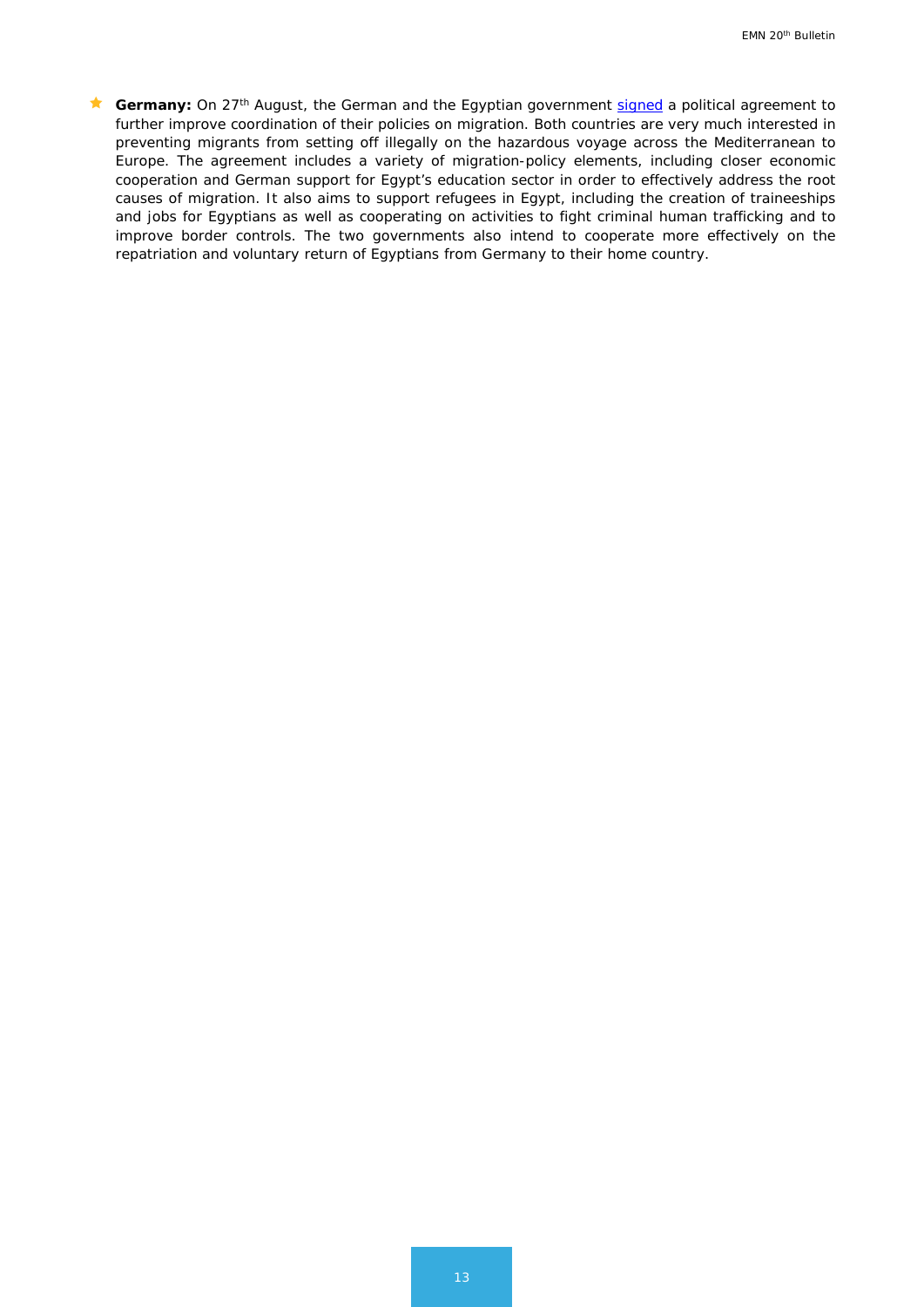- **Germany:** On 27th August, the German and the Egyptian government signed a political agreement to further improve coordination of their policies on migration. Both countries are very much interested in preventing migrants from setting off illegally on the hazardous voyage across the Mediterranean to Europe. The agreement includes a variety of migration-policy elements, including closer economic cooperation and German support for Egypt's education sector in order to effectively address the root causes of migration. It also aims to support refugees in Egypt, including the creation of traineeships and jobs for Egyptians as well as cooperating on activities to fight criminal human trafficking and to improve border controls. The two governments also intend to cooperate more effectively on the repatriation and voluntary return of Egyptians from Germany to their home country.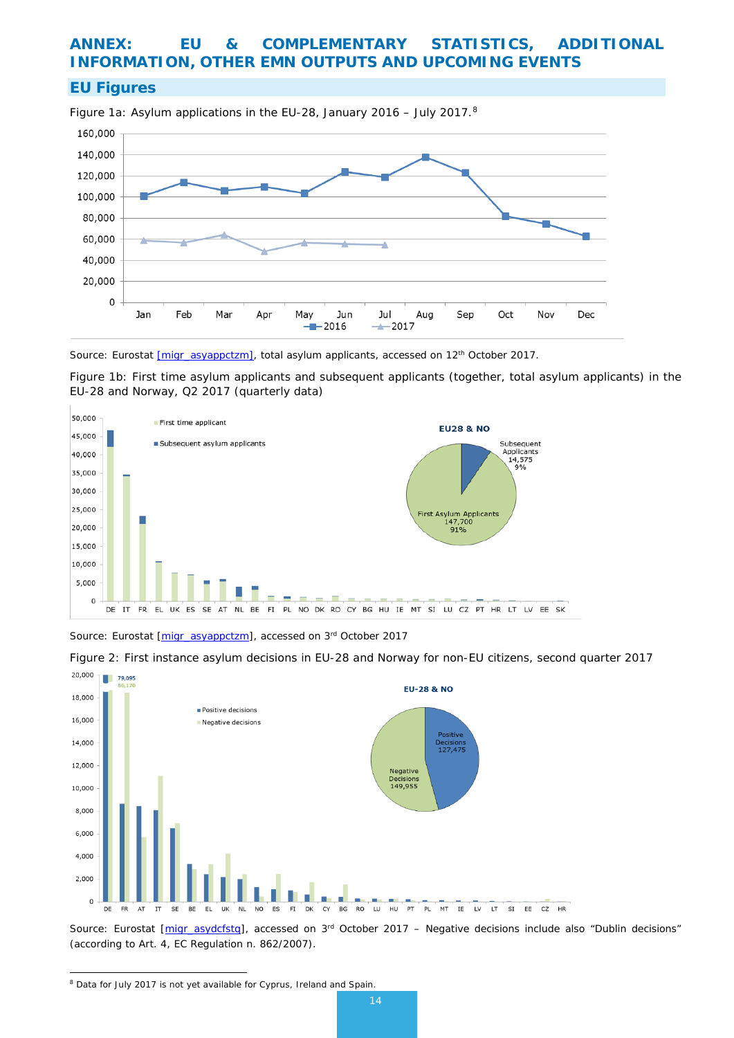# ANNEX: EU & COMPLEMENTARY STATISTICS, ADDITIONAL INFORMATION, OTHER EMN OUTPUTS AND UPCOMING EVENTS

## EU Figures

Figure 1a: Asylum applications in the EU-28, January 2016 – July 2017.[8]

Source: Eurostat [migr_asyappctzm], total asylum applicants, accessed on 12th October 2017.

Figure 1b: First time asylum applicants and subsequent applicants (together, total asylum applicants) in the EU-28 and Norway, Q2 2017 (quarterly data)

Source: Eurostat [migr_asyappctzm], accessed on 3rd October 2017

Figure 2: First instance asylum decisions in EU-28 and Norway for non-EU citizens, second quarter 2017

Source: Eurostat [migr_asydcfstq], accessed on 3rd October 2017 – Negative decisions include also "Dublin decisions" (according to Art. 4, EC Regulation n. 862/2007).

[8] Data for July 2017 is not yet available for Cyprus, Ireland and Spain.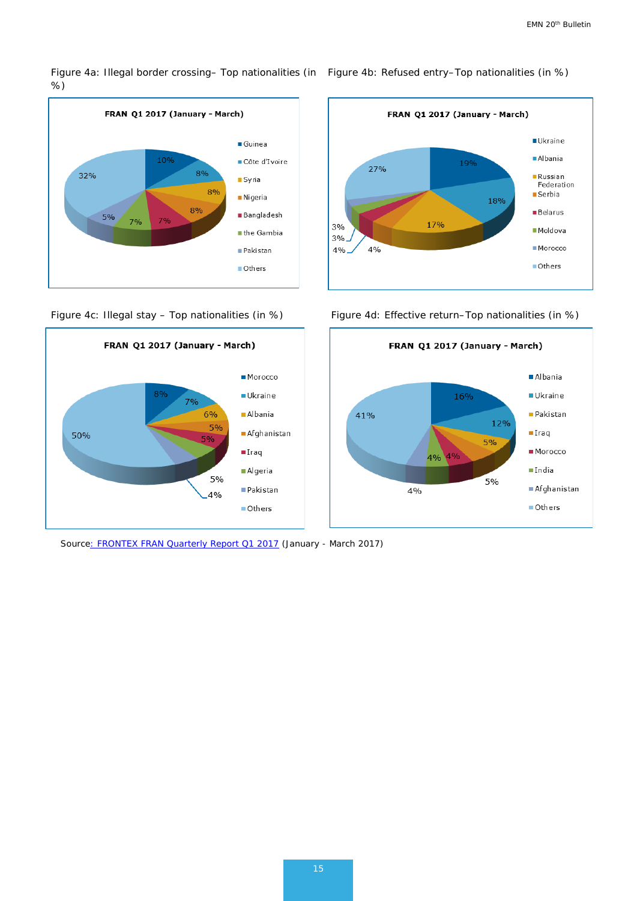Figure 4a: Illegal border crossing– Top nationalities (in %)

FRAN Q1 2017 (January - March)

| Nationality | % |
|---|---|
| Guinea | 10% |
| Côte d'Ivoire | 8% |
| Syria | 8% |
| Nigeria | 8% |
| Bangladesh | 7% |
| the Gambia | 7% |
| Pakistan | 5% |
| Others | 32% |

Figure 4b: Refused entry–Top nationalities (in %)

FRAN Q1 2017 (January - March)

| Nationality | % |
|---|---|
| Ukraine | 19% |
| Albania | 18% |
| Russian Federation | 17% |
| Serbia | 4% |
| Belarus | 4% |
| Moldova | 3% |
| Morocco | 3% |
| Others | 27% |

Figure 4c: Illegal stay – Top nationalities (in %)

FRAN Q1 2017 (January - March)

| Nationality | % |
|---|---|
| Morocco | 8% |
| Ukraine | 7% |
| Albania | 6% |
| Afghanistan | 5% |
| Iraq | 5% |
| Algeria | 5% |
| Pakistan | 4% |
| Others | 50% |

Figure 4d: Effective return–Top nationalities (in %)

FRAN Q1 2017 (January - March)

| Nationality | % |
|---|---|
| Albania | 16% |
| Ukraine | 12% |
| Pakistan | 5% |
| Iraq | 5% |
| Morocco | 4% |
| India | 4% |
| Afghanistan | 4% |
| Others | 41% |

Source: FRONTEX FRAN Quarterly Report Q1 2017 (January - March 2017)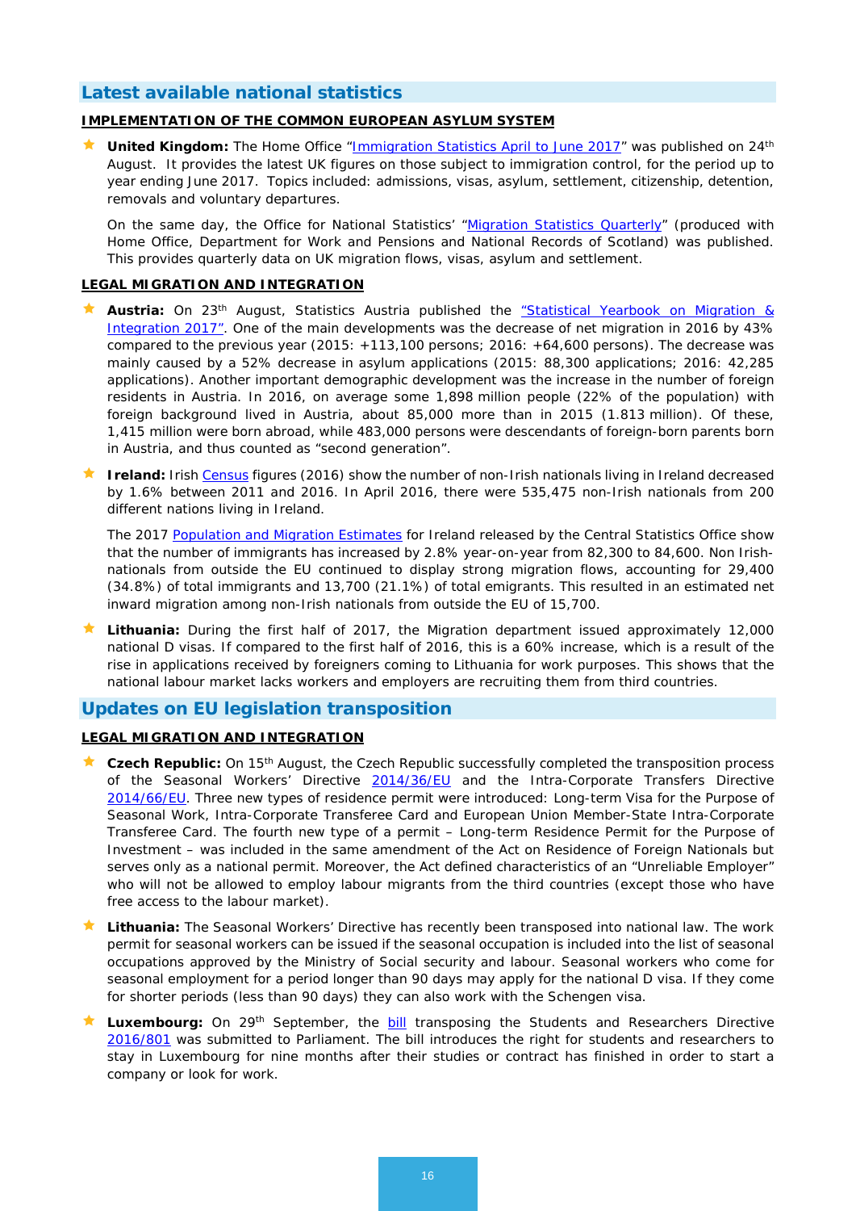## Latest available national statistics

### IMPLEMENTATION OF THE COMMON EUROPEAN ASYLUM SYSTEM

- **United Kingdom:** The Home Office "Immigration Statistics April to June 2017" was published on 24th August. It provides the latest UK figures on those subject to immigration control, for the period up to year ending June 2017. Topics included: admissions, visas, asylum, settlement, citizenship, detention, removals and voluntary departures.

  On the same day, the Office for National Statistics' "Migration Statistics Quarterly" (produced with Home Office, Department for Work and Pensions and National Records of Scotland) was published. This provides quarterly data on UK migration flows, visas, asylum and settlement.

### LEGAL MIGRATION AND INTEGRATION

- **Austria:** On 23rd August, Statistics Austria published the "Statistical Yearbook on Migration & Integration 2017". One of the main developments was the decrease of net migration in 2016 by 43% compared to the previous year (2015: +113,100 persons; 2016: +64,600 persons). The decrease was mainly caused by a 52% decrease in asylum applications (2015: 88,300 applications; 2016: 42,285 applications). Another important demographic development was the increase in the number of foreign residents in Austria. In 2016, on average some 1,898 million people (22% of the population) with foreign background lived in Austria, about 85,000 more than in 2015 (1.813 million). Of these, 1,415 million were born abroad, while 483,000 persons were descendants of foreign-born parents born in Austria, and thus counted as "second generation".

- **Ireland:** Irish Census figures (2016) show the number of non-Irish nationals living in Ireland decreased by 1.6% between 2011 and 2016. In April 2016, there were 535,475 non-Irish nationals from 200 different nations living in Ireland.

  The 2017 Population and Migration Estimates for Ireland released by the Central Statistics Office show that the number of immigrants has increased by 2.8% year-on-year from 82,300 to 84,600. Non Irish-nationals from outside the EU continued to display strong migration flows, accounting for 29,400 (34.8%) of total immigrants and 13,700 (21.1%) of total emigrants. This resulted in an estimated net inward migration among non-Irish nationals from outside the EU of 15,700.

- **Lithuania:** During the first half of 2017, the Migration department issued approximately 12,000 national D visas. If compared to the first half of 2016, this is a 60% increase, which is a result of the rise in applications received by foreigners coming to Lithuania for work purposes. This shows that the national labour market lacks workers and employers are recruiting them from third countries.

## Updates on EU legislation transposition

### LEGAL MIGRATION AND INTEGRATION

- **Czech Republic:** On 15th August, the Czech Republic successfully completed the transposition process of the Seasonal Workers' Directive 2014/36/EU and the Intra-Corporate Transfers Directive 2014/66/EU. Three new types of residence permit were introduced: Long-term Visa for the Purpose of Seasonal Work, Intra-Corporate Transferee Card and European Union Member-State Intra-Corporate Transferee Card. The fourth new type of a permit – Long-term Residence Permit for the Purpose of Investment – was included in the same amendment of the Act on Residence of Foreign Nationals but serves only as a national permit. Moreover, the Act defined characteristics of an "Unreliable Employer" who will not be allowed to employ labour migrants from the third countries (except those who have free access to the labour market).

- **Lithuania:** The Seasonal Workers' Directive has recently been transposed into national law. The work permit for seasonal workers can be issued if the seasonal occupation is included into the list of seasonal occupations approved by the Ministry of Social security and labour. Seasonal workers who come for seasonal employment for a period longer than 90 days may apply for the national D visa. If they come for shorter periods (less than 90 days) they can also work with the Schengen visa.

- **Luxembourg:** On 29th September, the bill transposing the Students and Researchers Directive 2016/801 was submitted to Parliament. The bill introduces the right for students and researchers to stay in Luxembourg for nine months after their studies or contract has finished in order to start a company or look for work.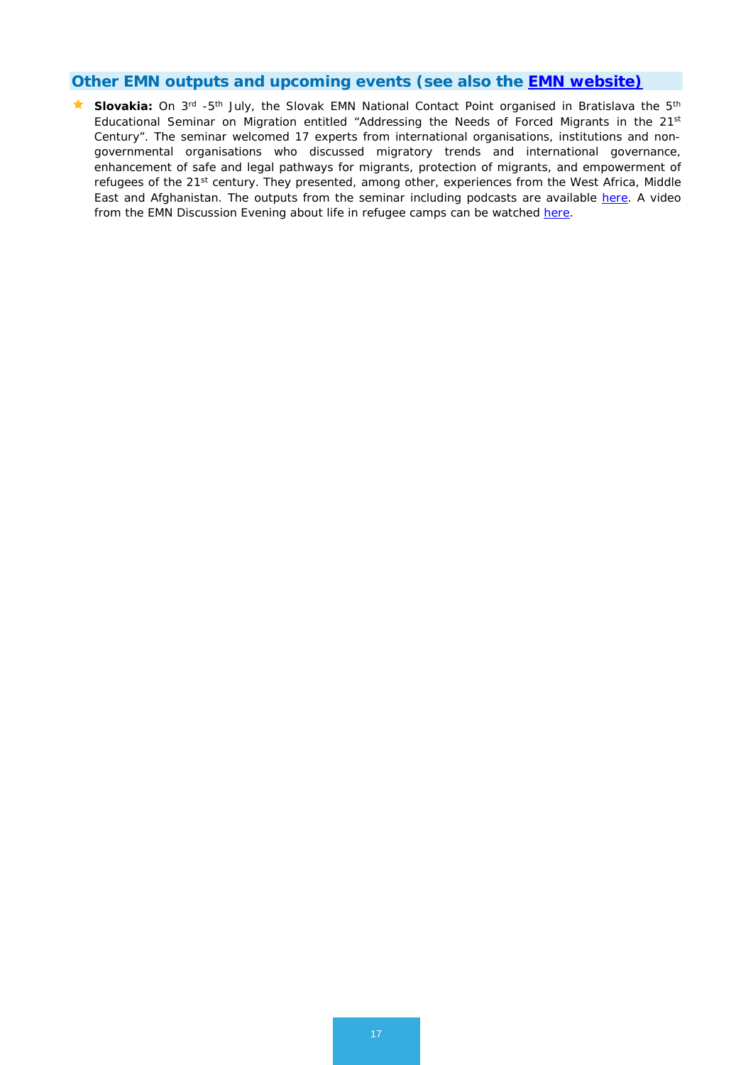## Other EMN outputs and upcoming events (see also the EMN website)

- **Slovakia:** On 3rd -5th July, the Slovak EMN National Contact Point organised in Bratislava the 5th Educational Seminar on Migration entitled "Addressing the Needs of Forced Migrants in the 21st Century". The seminar welcomed 17 experts from international organisations, institutions and non-governmental organisations who discussed migratory trends and international governance, enhancement of safe and legal pathways for migrants, protection of migrants, and empowerment of refugees of the 21st century. They presented, among other, experiences from the West Africa, Middle East and Afghanistan. The outputs from the seminar including podcasts are available here. A video from the EMN Discussion Evening about life in refugee camps can be watched here.